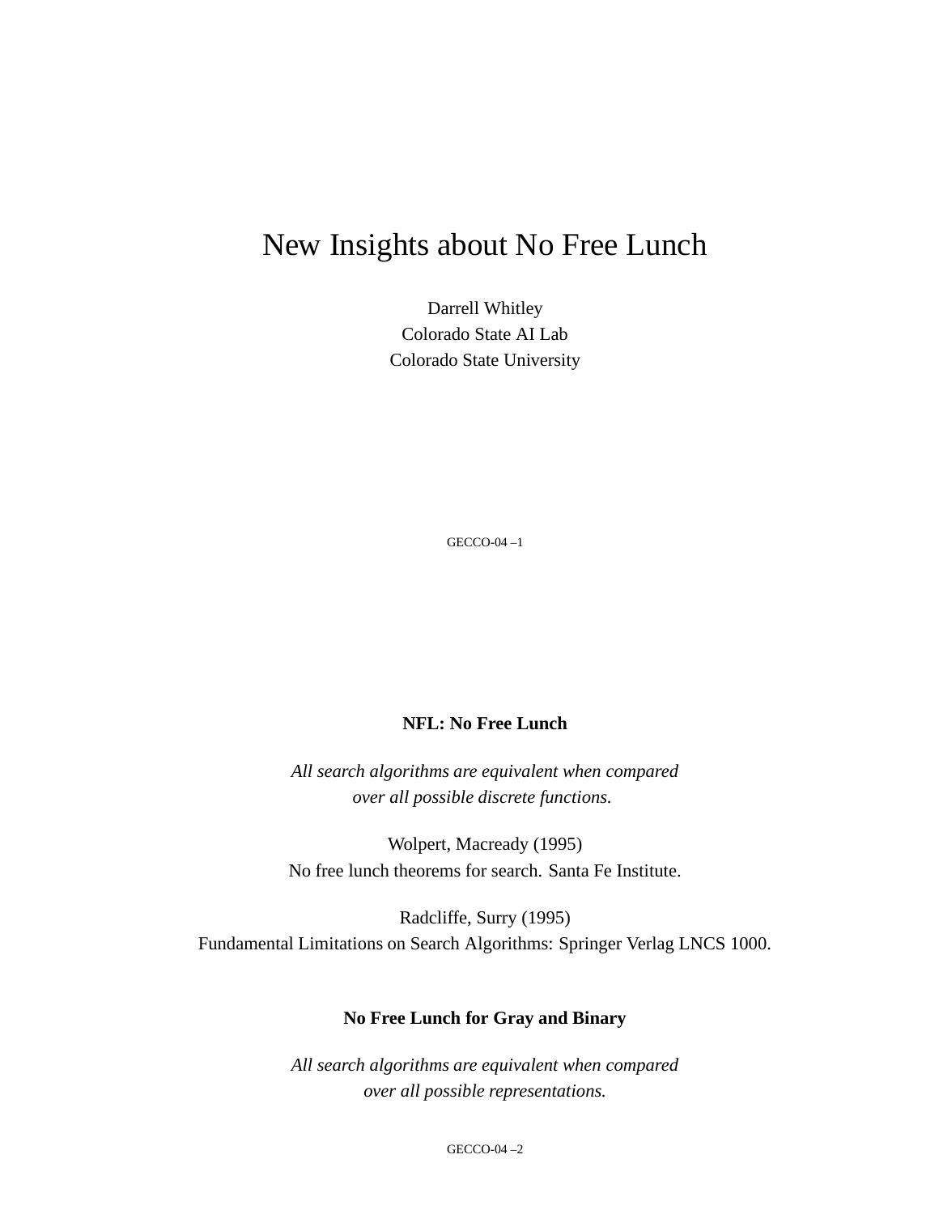# New Insights about No Free Lunch

Darrell Whitley
Colorado State AI Lab
Colorado State University

## NFL: No Free Lunch

*All search algorithms are equivalent when compared over all possible discrete functions.*

Wolpert, Macready (1995)
No free lunch theorems for search. Santa Fe Institute.

Radcliffe, Surry (1995)
Fundamental Limitations on Search Algorithms: Springer Verlag LNCS 1000.

## No Free Lunch for Gray and Binary

*All search algorithms are equivalent when compared over all possible representations.*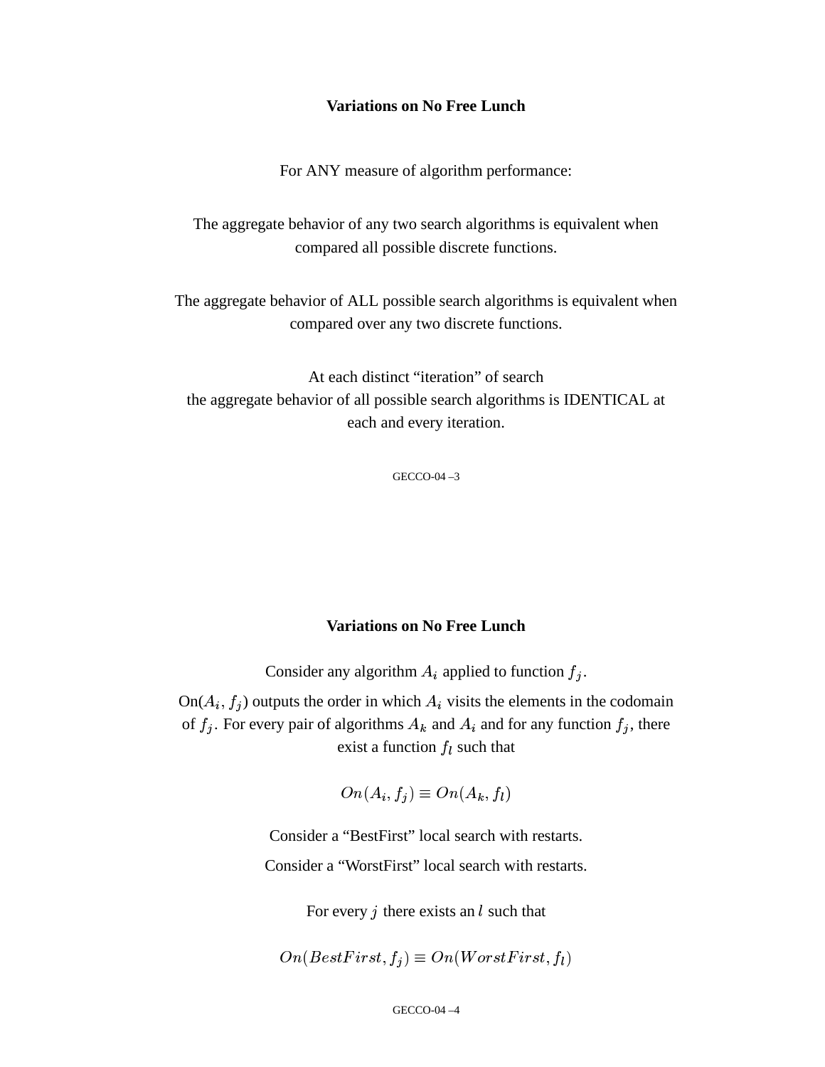## Variations on No Free Lunch

For ANY measure of algorithm performance:

The aggregate behavior of any two search algorithms is equivalent when compared all possible discrete functions.

The aggregate behavior of ALL possible search algorithms is equivalent when compared over any two discrete functions.

At each distinct "iteration" of search the aggregate behavior of all possible search algorithms is IDENTICAL at each and every iteration.

## Variations on No Free Lunch

Consider any algorithm $A_i$ applied to function $f_j$.

On($A_i$, $f_j$) outputs the order in which $A_i$ visits the elements in the codomain of $f_j$. For every pair of algorithms $A_k$ and $A_i$ and for any function $f_j$, there exist a function $f_l$ such that

$$On(A_i, f_j) \equiv On(A_k, f_l)$$

Consider a "BestFirst" local search with restarts.

Consider a "WorstFirst" local search with restarts.

For every $j$ there exists an $l$ such that

$$On(BestFirst, f_j) \equiv On(WorstFirst, f_l)$$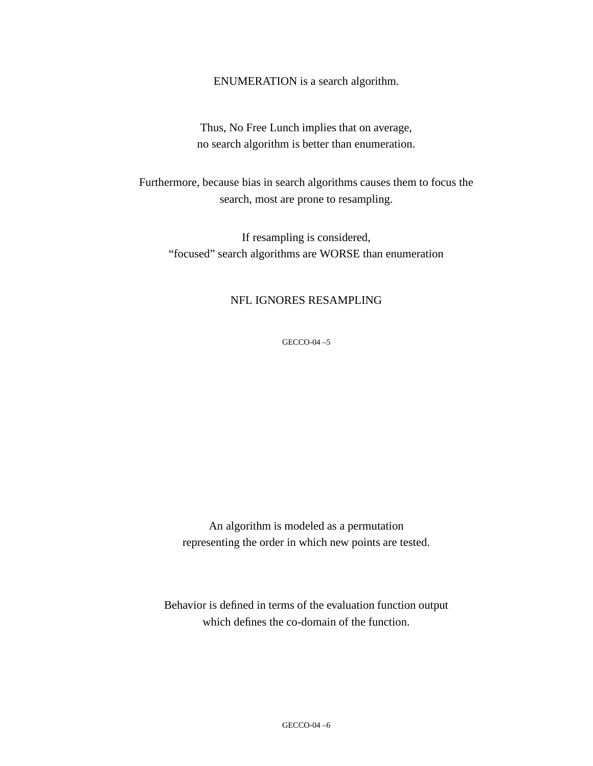ENUMERATION is a search algorithm.

Thus, No Free Lunch implies that on average,
no search algorithm is better than enumeration.

Furthermore, because bias in search algorithms causes them to focus the search, most are prone to resampling.

If resampling is considered,
“focused” search algorithms are WORSE than enumeration

NFL IGNORES RESAMPLING

An algorithm is modeled as a permutation
representing the order in which new points are tested.

Behavior is defined in terms of the evaluation function output
which defines the co-domain of the function.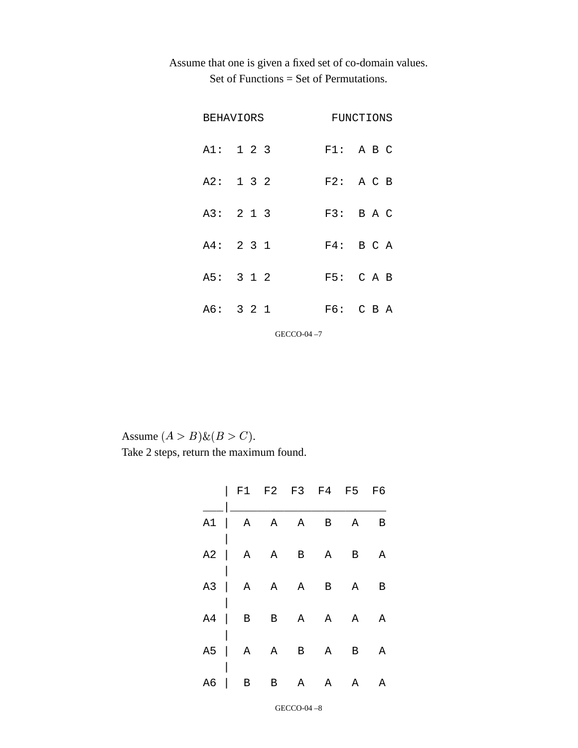Assume that one is given a fixed set of co-domain values.
Set of Functions = Set of Permutations.

| BEHAVIORS | | FUNCTIONS | |
|---|---|---|---|
| A1: | 1 2 3 | F1: | A B C |
| A2: | 1 3 2 | F2: | A C B |
| A3: | 2 1 3 | F3: | B A C |
| A4: | 2 3 1 | F4: | B C A |
| A5: | 3 1 2 | F5: | C A B |
| A6: | 3 2 1 | F6: | C B A |

Assume $(A > B)\&(B > C)$.
Take 2 steps, return the maximum found.

| | F1 | F2 | F3 | F4 | F5 | F6 |
|---|---|---|---|---|---|---|
| A1 | A | A | A | B | A | B |
| A2 | A | A | B | A | B | A |
| A3 | A | A | A | B | A | B |
| A4 | B | B | A | A | A | A |
| A5 | A | A | B | A | B | A |
| A6 | B | B | A | A | A | A |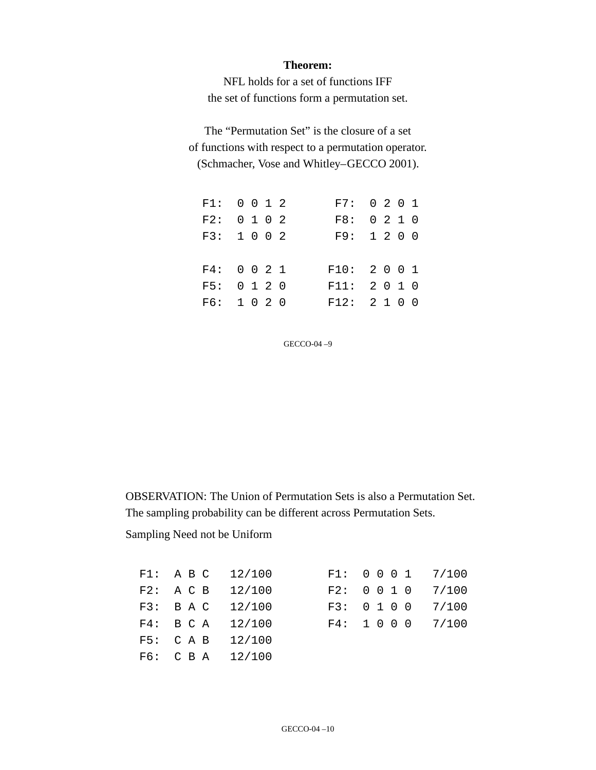**Theorem:**
NFL holds for a set of functions IFF
the set of functions form a permutation set.

The "Permutation Set" is the closure of a set
of functions with respect to a permutation operator.
(Schmacher, Vose and Whitley–GECCO 2001).

```
F1:  0 0 1 2       F7:  0 2 0 1
F2:  0 1 0 2       F8:  0 2 1 0
F3:  1 0 0 2       F9:  1 2 0 0

F4:  0 0 2 1      F10:  2 0 0 1
F5:  0 1 2 0      F11:  2 0 1 0
F6:  1 0 2 0      F12:  2 1 0 0
```

OBSERVATION: The Union of Permutation Sets is also a Permutation Set.
The sampling probability can be different across Permutation Sets.

Sampling Need not be Uniform

```
F1:  A B C   12/100       F1:  0 0 0 1   7/100
F2:  A C B   12/100       F2:  0 0 1 0   7/100
F3:  B A C   12/100       F3:  0 1 0 0   7/100
F4:  B C A   12/100       F4:  1 0 0 0   7/100
F5:  C A B   12/100
F6:  C B A   12/100
```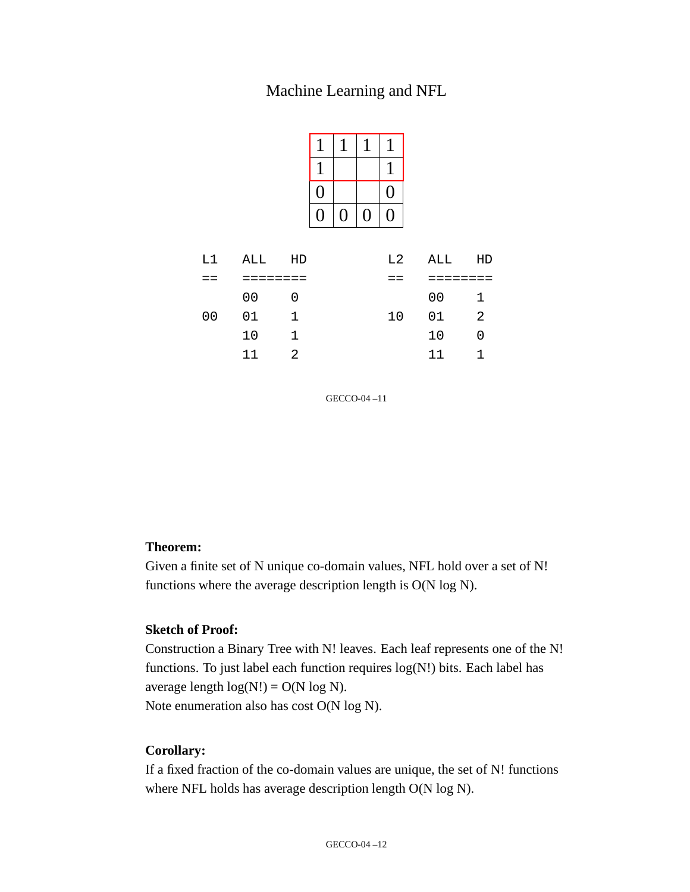## Machine Learning and NFL

| 1 | 1 | 1 | 1 |
|---|---|---|---|
| 1 | | | 1 |
| 0 | | | 0 |
| 0 | 0 | 0 | 0 |

```
L1    ALL    HD            L2    ALL    HD
==    ========             ==    ========
      00     0                   00     1
00    01     1             10    01     2
      10     1                   10     0
      11     2                   11     1
```

**Theorem:**
Given a finite set of N unique co-domain values, NFL hold over a set of N! functions where the average description length is O(N log N).

**Sketch of Proof:**
Construction a Binary Tree with N! leaves. Each leaf represents one of the N! functions. To just label each function requires log(N!) bits. Each label has average length log(N!) = O(N log N).
Note enumeration also has cost O(N log N).

**Corollary:**
If a fixed fraction of the co-domain values are unique, the set of N! functions where NFL holds has average description length O(N log N).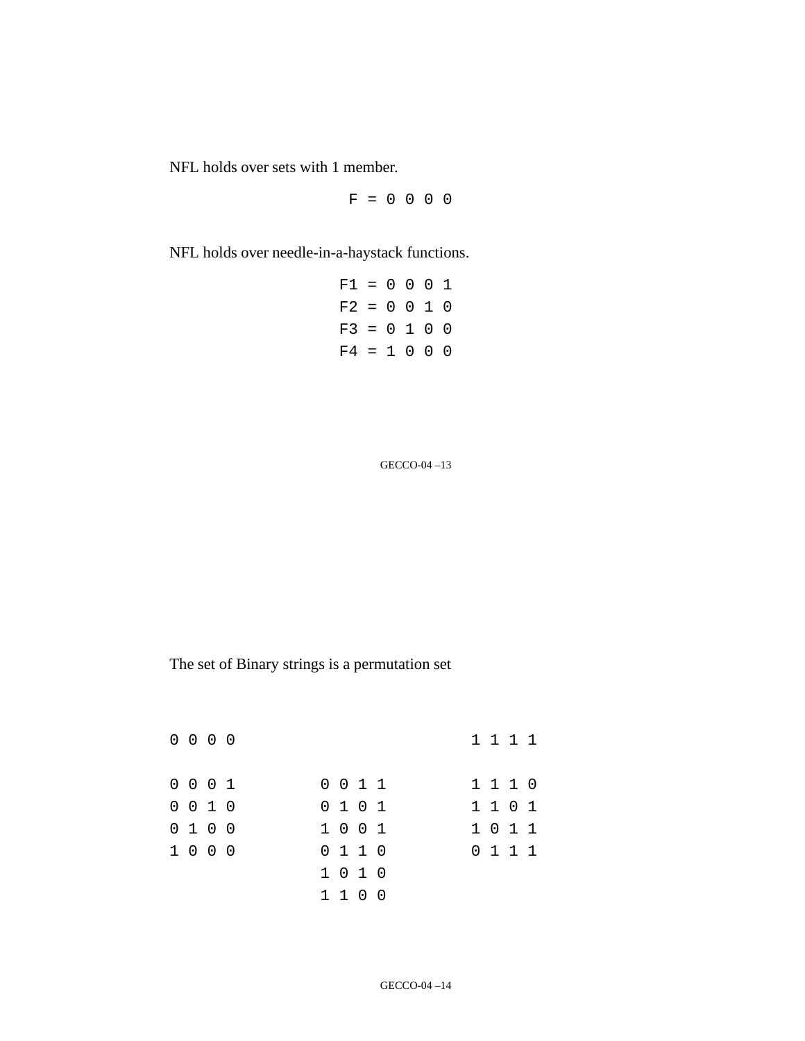NFL holds over sets with 1 member.

```
F = 0 0 0 0
```

NFL holds over needle-in-a-haystack functions.

```
F1 = 0 0 0 1
F2 = 0 0 1 0
F3 = 0 1 0 0
F4 = 1 0 0 0
```

The set of Binary strings is a permutation set

```
0 0 0 0                         1 1 1 1

0 0 0 1        0 0 1 1          1 1 1 0
0 0 1 0        0 1 0 1          1 1 0 1
0 1 0 0        1 0 0 1          1 0 1 1
1 0 0 0        0 1 1 0          0 1 1 1
               1 0 1 0
               1 1 0 0
```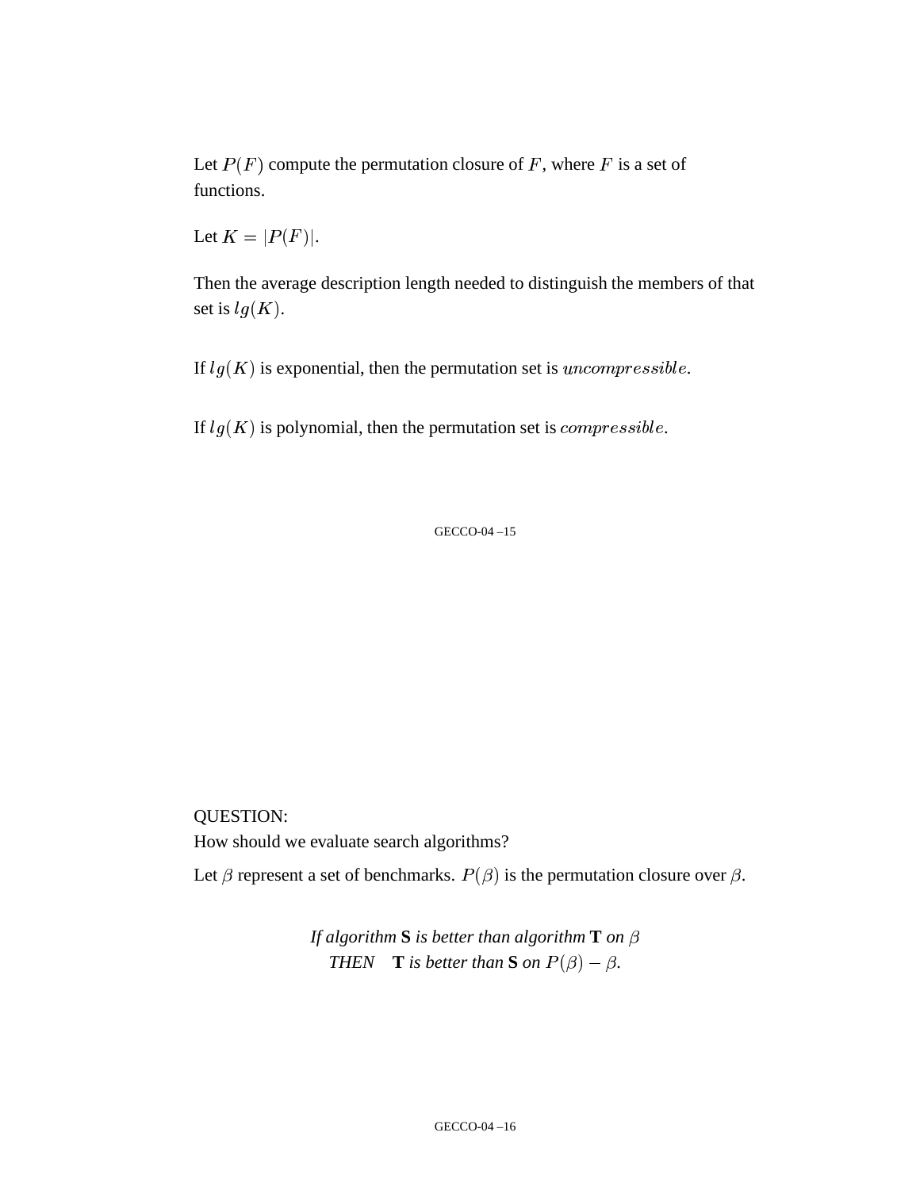Let $P(F)$ compute the permutation closure of $F$, where $F$ is a set of functions.

Let $K = |P(F)|$.

Then the average description length needed to distinguish the members of that set is $lg(K)$.

If $lg(K)$ is exponential, then the permutation set is $uncompressible$.

If $lg(K)$ is polynomial, then the permutation set is $compressible$.

QUESTION:
How should we evaluate search algorithms?

Let $\beta$ represent a set of benchmarks. $P(\beta)$ is the permutation closure over $\beta$.

*If algorithm* **S** *is better than algorithm* **T** *on* $\beta$
*THEN* **T** *is better than* **S** *on* $P(\beta) - \beta$.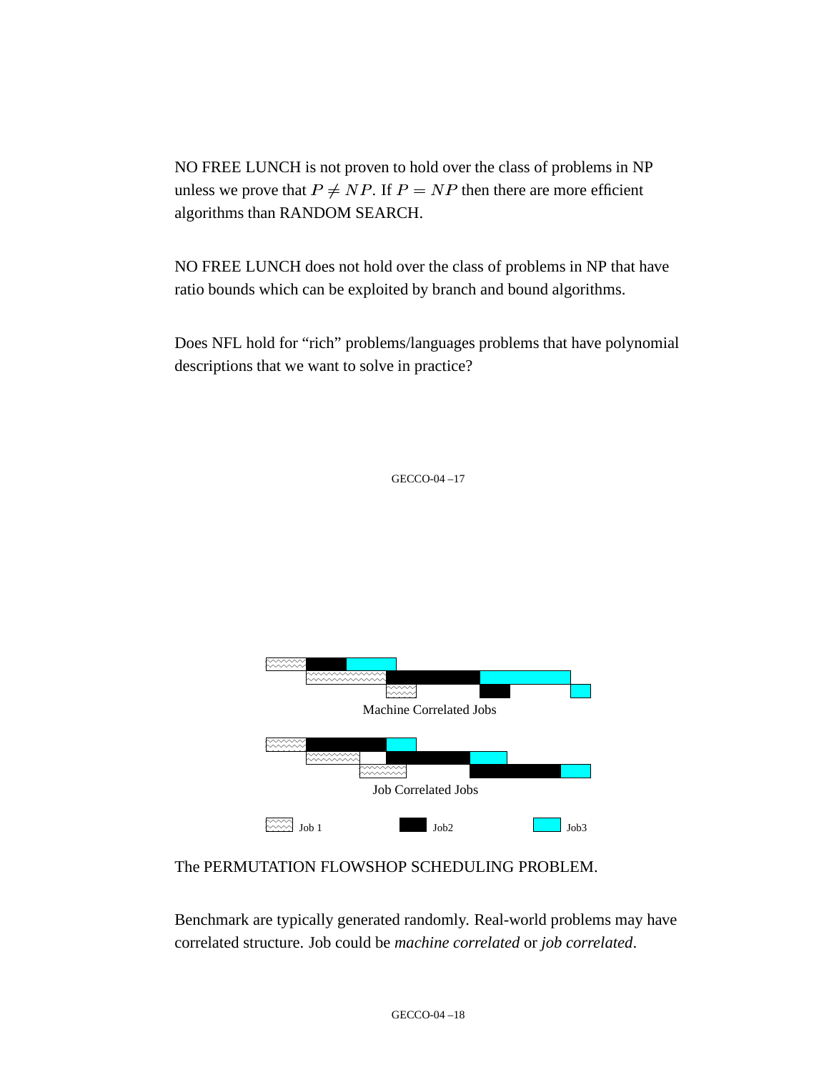NO FREE LUNCH is not proven to hold over the class of problems in NP unless we prove that $P \neq NP$. If $P = NP$ then there are more efficient algorithms than RANDOM SEARCH.

NO FREE LUNCH does not hold over the class of problems in NP that have ratio bounds which can be exploited by branch and bound algorithms.

Does NFL hold for “rich” problems/languages problems that have polynomial descriptions that we want to solve in practice?

Machine Correlated Jobs

Job Correlated Jobs

Job 1 Job2 Job3

The PERMUTATION FLOWSHOP SCHEDULING PROBLEM.

Benchmark are typically generated randomly. Real-world problems may have correlated structure. Job could be *machine correlated* or *job correlated*.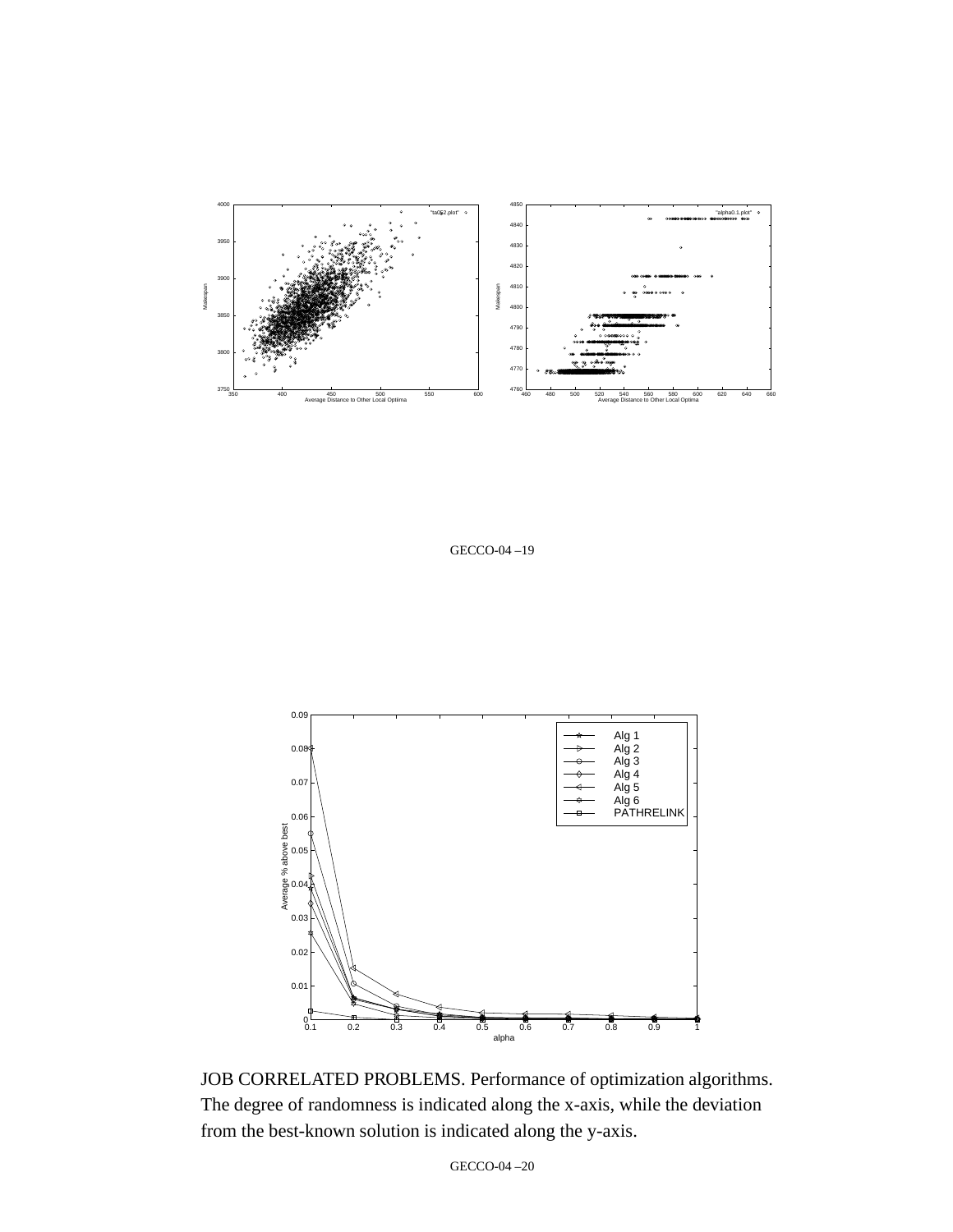JOB CORRELATED PROBLEMS. Performance of optimization algorithms. The degree of randomness is indicated along the x-axis, while the deviation from the best-known solution is indicated along the y-axis.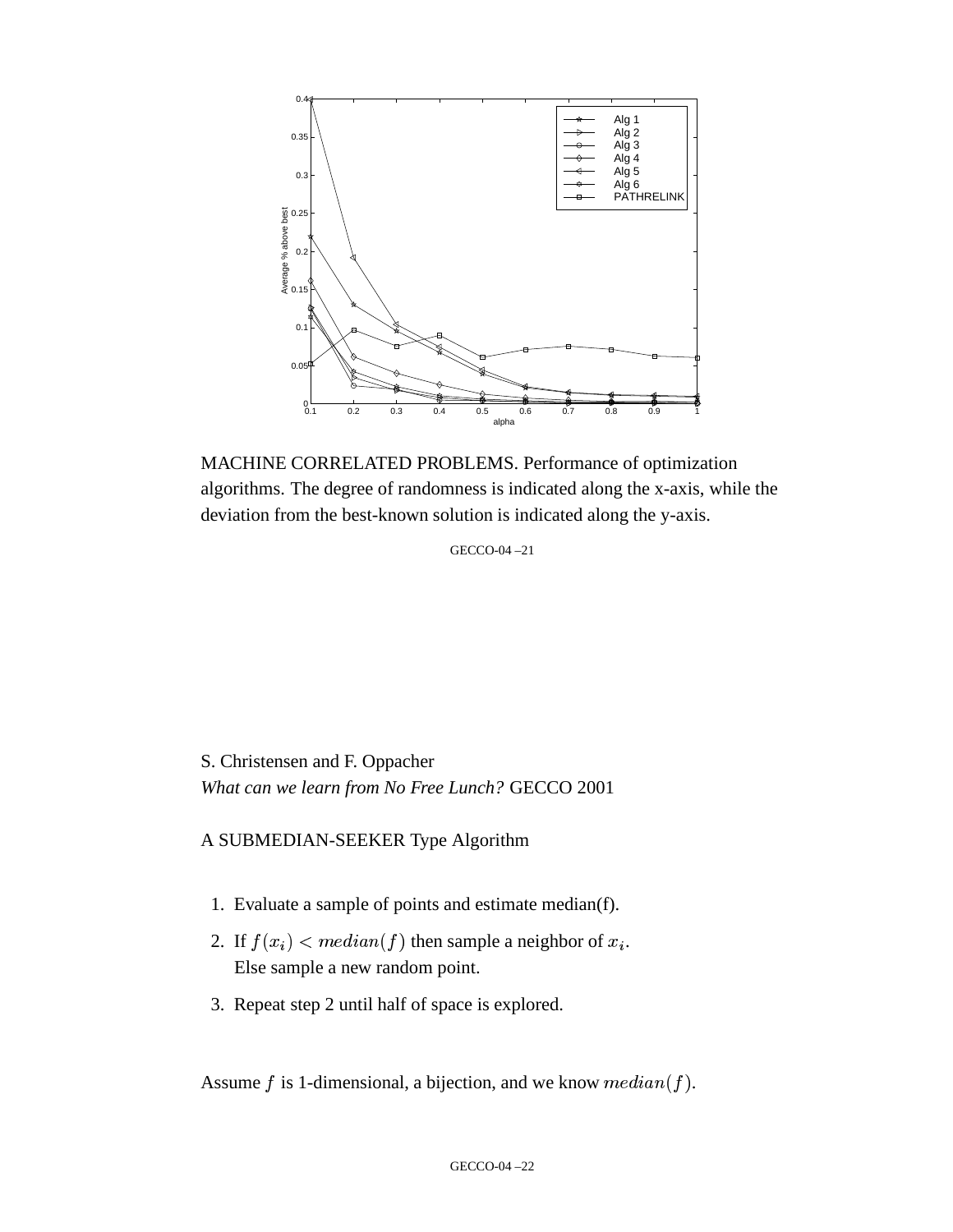MACHINE CORRELATED PROBLEMS. Performance of optimization algorithms. The degree of randomness is indicated along the x-axis, while the deviation from the best-known solution is indicated along the y-axis.

S. Christensen and F. Oppacher
*What can we learn from No Free Lunch?* GECCO 2001

A SUBMEDIAN-SEEKER Type Algorithm

1. Evaluate a sample of points and estimate median(f).
2. If $f(x_i) < median(f)$ then sample a neighbor of $x_i$.
   Else sample a new random point.
3. Repeat step 2 until half of space is explored.

Assume $f$ is 1-dimensional, a bijection, and we know $median(f)$.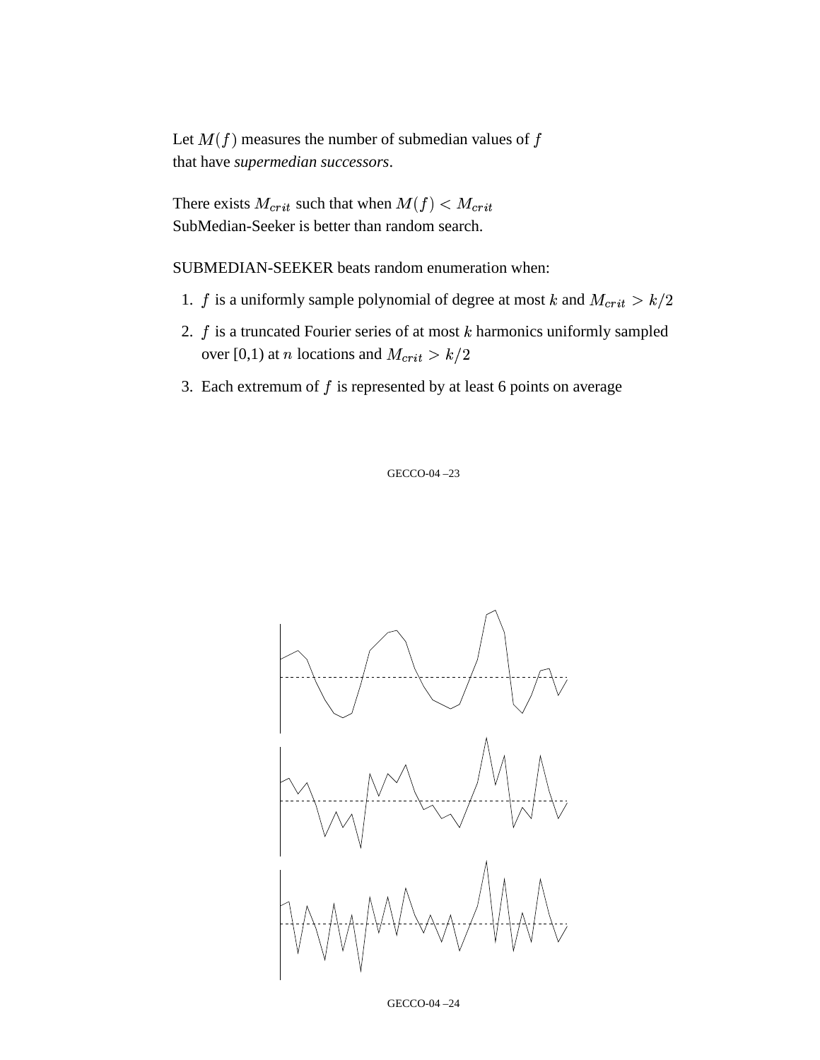Let $M(f)$ measures the number of submedian values of $f$ that have *supermedian successors*.

There exists $M_{crit}$ such that when $M(f) < M_{crit}$ SubMedian-Seeker is better than random search.

SUBMEDIAN-SEEKER beats random enumeration when:

1. $f$ is a uniformly sample polynomial of degree at most $k$ and $M_{crit} > k/2$
2. $f$ is a truncated Fourier series of at most $k$ harmonics uniformly sampled over [0,1) at $n$ locations and $M_{crit} > k/2$
3. Each extremum of $f$ is represented by at least 6 points on average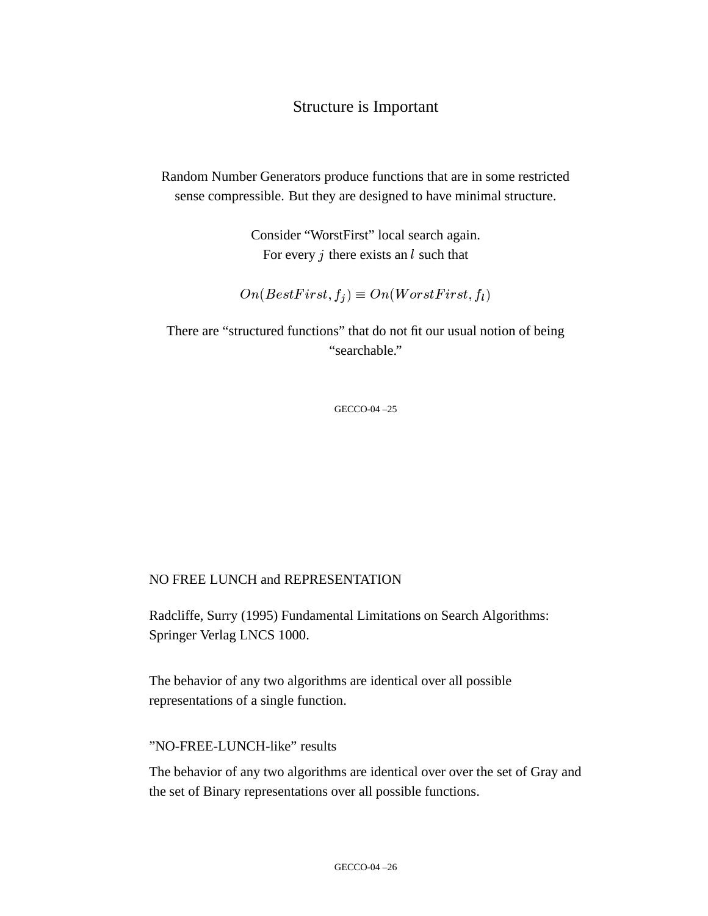## Structure is Important

Random Number Generators produce functions that are in some restricted sense compressible. But they are designed to have minimal structure.

Consider “WorstFirst” local search again.
For every $j$ there exists an $l$ such that

$$On(BestFirst, f_j) \equiv On(WorstFirst, f_l)$$

There are “structured functions” that do not fit our usual notion of being “searchable.”

## NO FREE LUNCH and REPRESENTATION

Radcliffe, Surry (1995) Fundamental Limitations on Search Algorithms: Springer Verlag LNCS 1000.

The behavior of any two algorithms are identical over all possible representations of a single function.

”NO-FREE-LUNCH-like” results

The behavior of any two algorithms are identical over over the set of Gray and the set of Binary representations over all possible functions.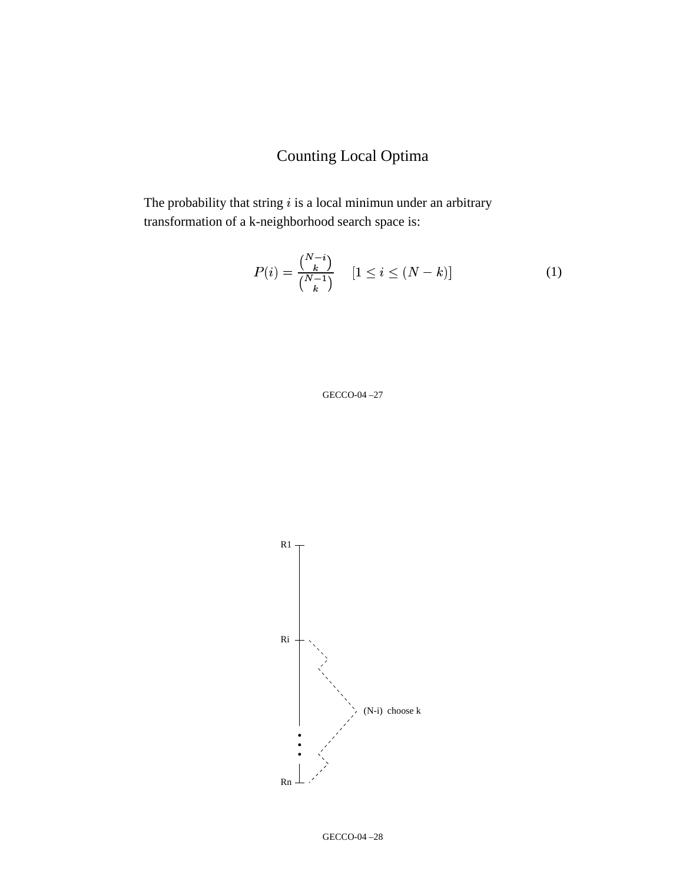## Counting Local Optima

The probability that string $i$ is a local minimun under an arbitrary transformation of a k-neighborhood search space is:

$$P(i) = \frac{\binom{N-i}{k}}{\binom{N-1}{k}} \quad [1 \leq i \leq (N-k)] \tag{1}$$

R1

Ri

(N-i) choose k

Rn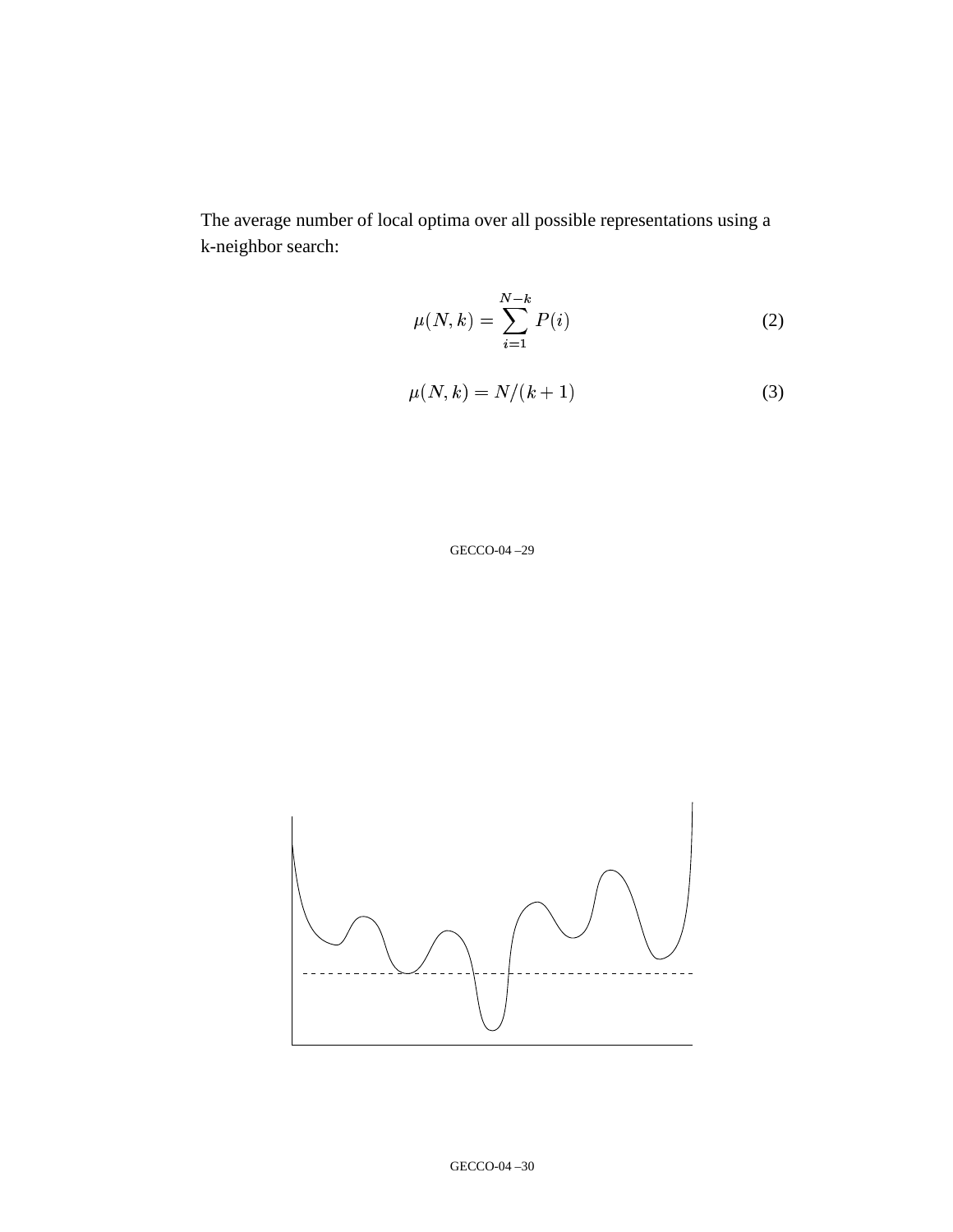The average number of local optima over all possible representations using a k-neighbor search:

$$\mu(N, k) = \sum_{i=1}^{N-k} P(i) \tag{2}$$

$$\mu(N, k) = N/(k+1) \tag{3}$$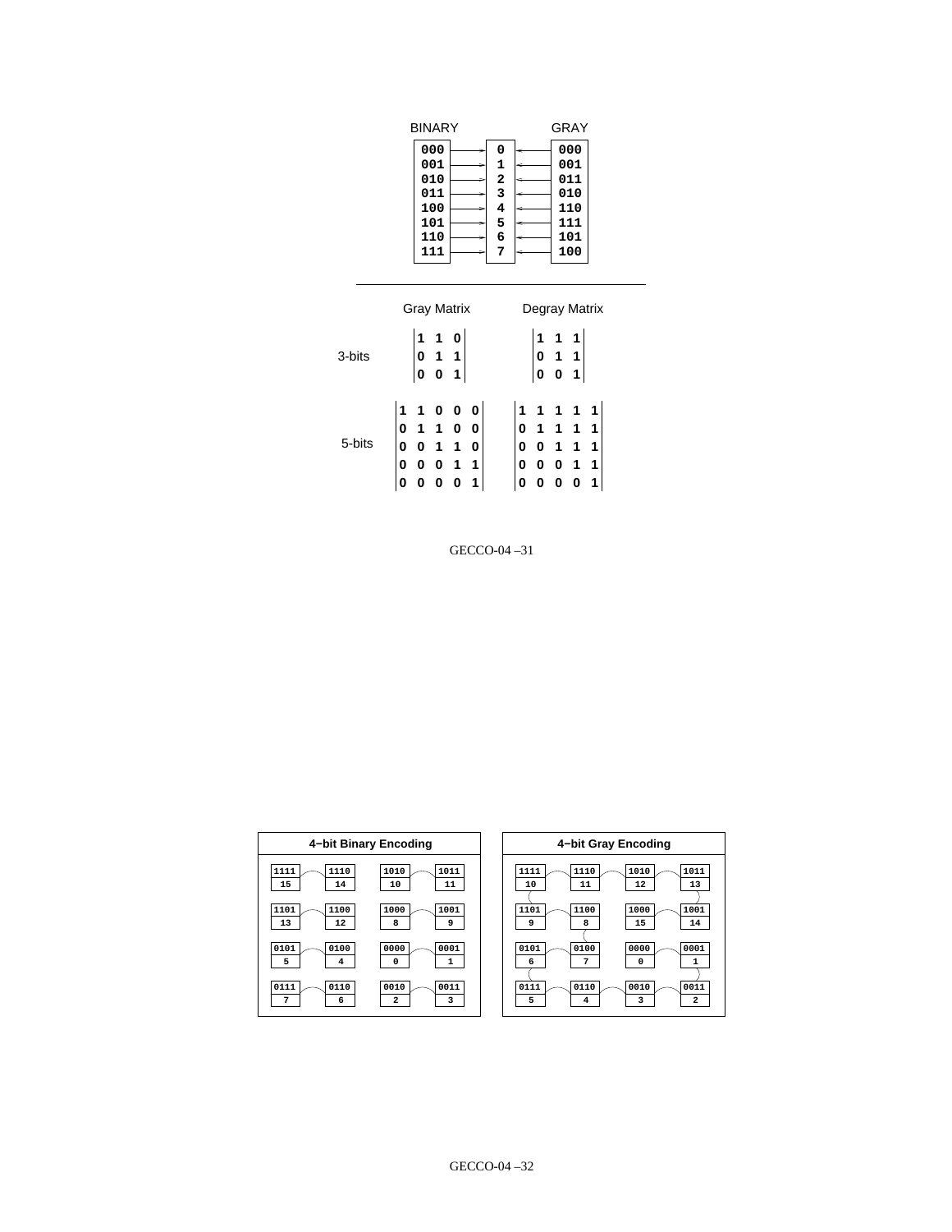| BINARY | | GRAY |
|---|---|---|
| 000 | 0 | 000 |
| 001 | 1 | 001 |
| 010 | 2 | 011 |
| 011 | 3 | 010 |
| 100 | 4 | 110 |
| 101 | 5 | 111 |
| 110 | 6 | 101 |
| 111 | 7 | 100 |

---

| | Gray Matrix | Degray Matrix |
|---|---|---|
| 3-bits | $\begin{vmatrix} 1 & 1 & 0 \\ 0 & 1 & 1 \\ 0 & 0 & 1 \end{vmatrix}$ | $\begin{vmatrix} 1 & 1 & 1 \\ 0 & 1 & 1 \\ 0 & 0 & 1 \end{vmatrix}$ |
| 5-bits | $\begin{vmatrix} 1 & 1 & 0 & 0 & 0 \\ 0 & 1 & 1 & 0 & 0 \\ 0 & 0 & 1 & 1 & 0 \\ 0 & 0 & 0 & 1 & 1 \\ 0 & 0 & 0 & 0 & 1 \end{vmatrix}$ | $\begin{vmatrix} 1 & 1 & 1 & 1 & 1 \\ 0 & 1 & 1 & 1 & 1 \\ 0 & 0 & 1 & 1 & 1 \\ 0 & 0 & 0 & 1 & 1 \\ 0 & 0 & 0 & 0 & 1 \end{vmatrix}$ |

GECCO-04 –31

**4−bit Binary Encoding**

| | | | |
|---|---|---|---|
| 1111 / 15 | 1110 / 14 | 1010 / 10 | 1011 / 11 |
| 1101 / 13 | 1100 / 12 | 1000 / 8 | 1001 / 9 |
| 0101 / 5 | 0100 / 4 | 0000 / 0 | 0001 / 1 |
| 0111 / 7 | 0110 / 6 | 0010 / 2 | 0011 / 3 |

**4−bit Gray Encoding**

| | | | |
|---|---|---|---|
| 1111 / 10 | 1110 / 11 | 1010 / 12 | 1011 / 13 |
| 1101 / 9 | 1100 / 8 | 1000 / 15 | 1001 / 14 |
| 0101 / 6 | 0100 / 7 | 0000 / 0 | 0001 / 1 |
| 0111 / 5 | 0110 / 4 | 0010 / 3 | 0011 / 2 |

GECCO-04 –32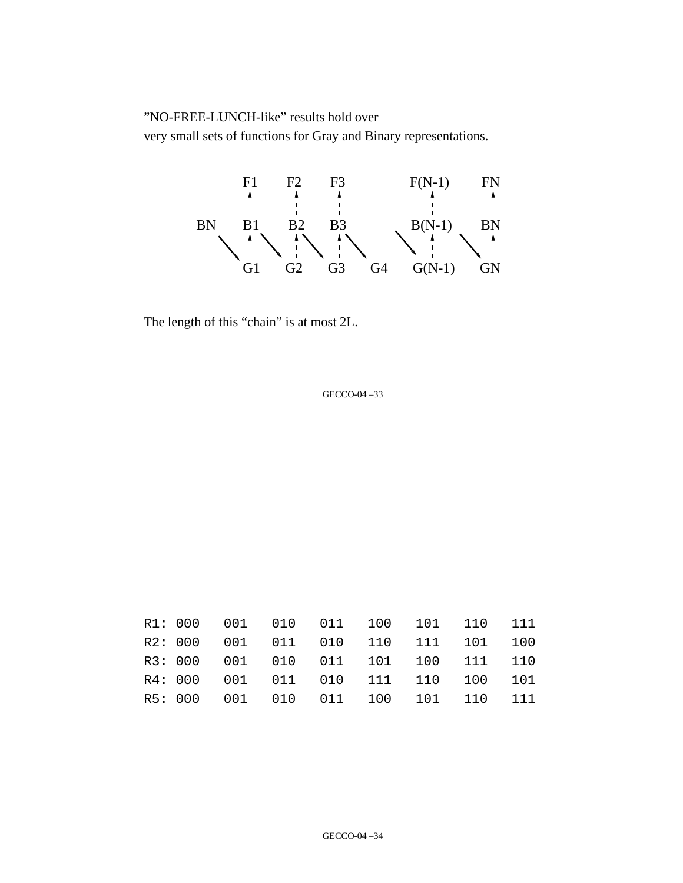”NO-FREE-LUNCH-like” results hold over
very small sets of functions for Gray and Binary representations.

```
          F1      F2      F3            F(N-1)      FN
          ^       ^       ^               ^         ^
          |       |       |               |         |
   BN     B1      B2      B3            B(N-1)      BN
     \    ^  \    ^  \    ^  \        \   ^     \   ^
      \   |   \   |   \   |   \        \  |      \  |
          G1      G2      G3      G4    G(N-1)      GN
```

The length of this “chain” is at most 2L.

```
R1: 000   001   010   011   100   101   110   111
R2: 000   001   011   010   110   111   101   100
R3: 000   001   010   011   101   100   111   110
R4: 000   001   011   010   111   110   100   101
R5: 000   001   010   011   100   101   110   111
```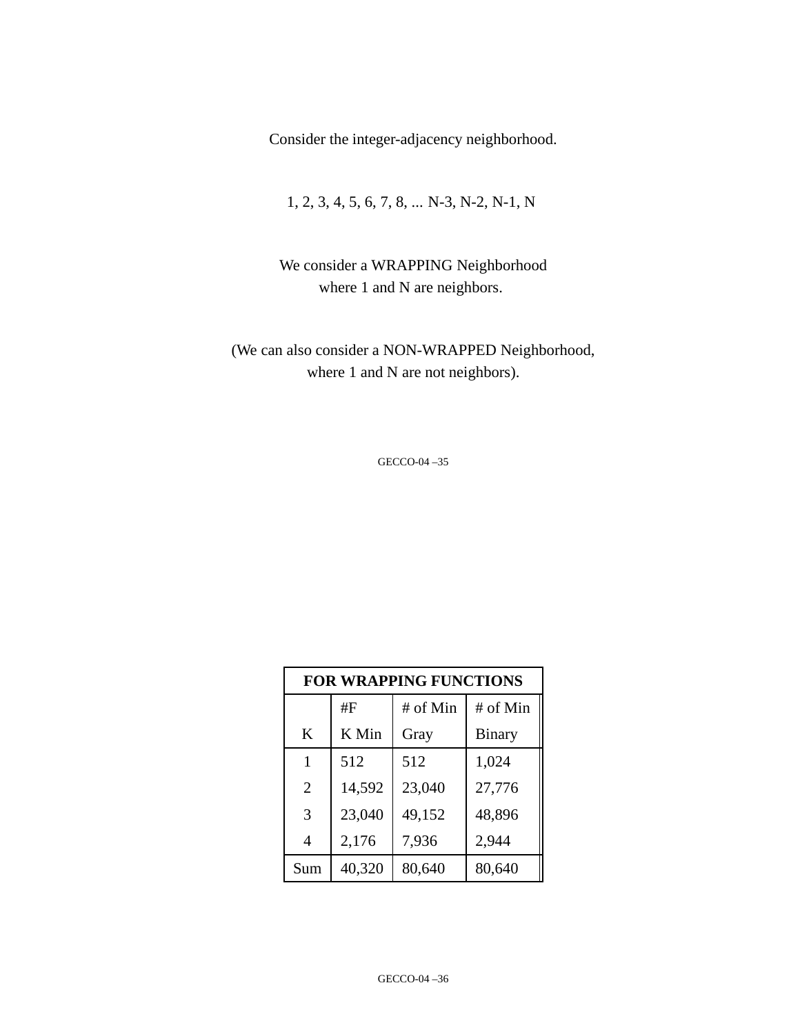Consider the integer-adjacency neighborhood.

1, 2, 3, 4, 5, 6, 7, 8, ... N-3, N-2, N-1, N

We consider a WRAPPING Neighborhood
where 1 and N are neighbors.

(We can also consider a NON-WRAPPED Neighborhood,
where 1 and N are not neighbors).

GECCO-04 –35

| FOR WRAPPING FUNCTIONS | | | |
|---|---|---|---|
| K | #F K Min | # of Min Gray | # of Min Binary |
| 1 | 512 | 512 | 1,024 |
| 2 | 14,592 | 23,040 | 27,776 |
| 3 | 23,040 | 49,152 | 48,896 |
| 4 | 2,176 | 7,936 | 2,944 |
| Sum | 40,320 | 80,640 | 80,640 |

GECCO-04 –36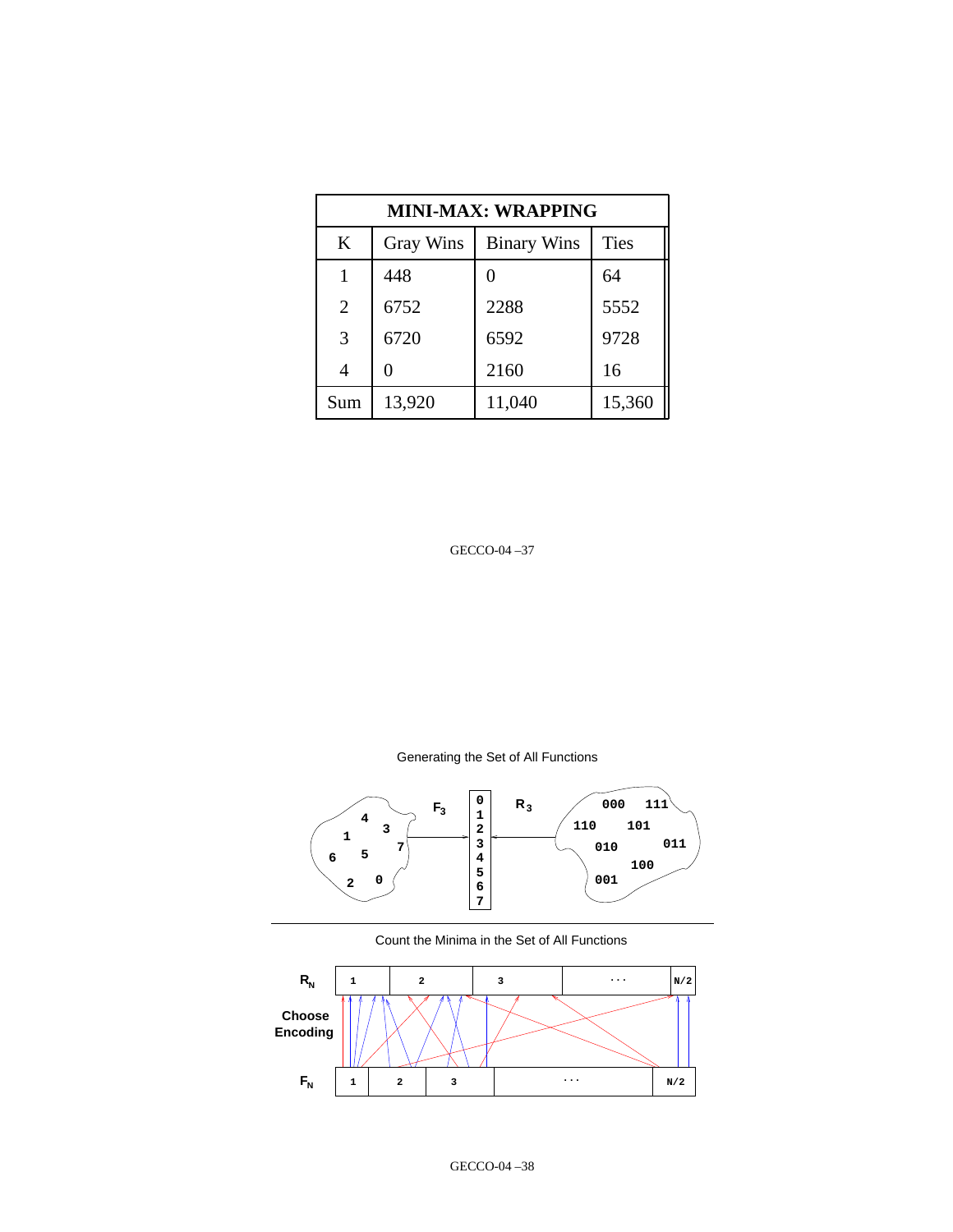| MINI-MAX: WRAPPING | | | |
|---|---|---|---|
| K | Gray Wins | Binary Wins | Ties |
| 1 | 448 | 0 | 64 |
| 2 | 6752 | 2288 | 5552 |
| 3 | 6720 | 6592 | 9728 |
| 4 | 0 | 2160 | 16 |
| Sum | 13,920 | 11,040 | 15,360 |

Generating the Set of All Functions

Count the Minima in the Set of All Functions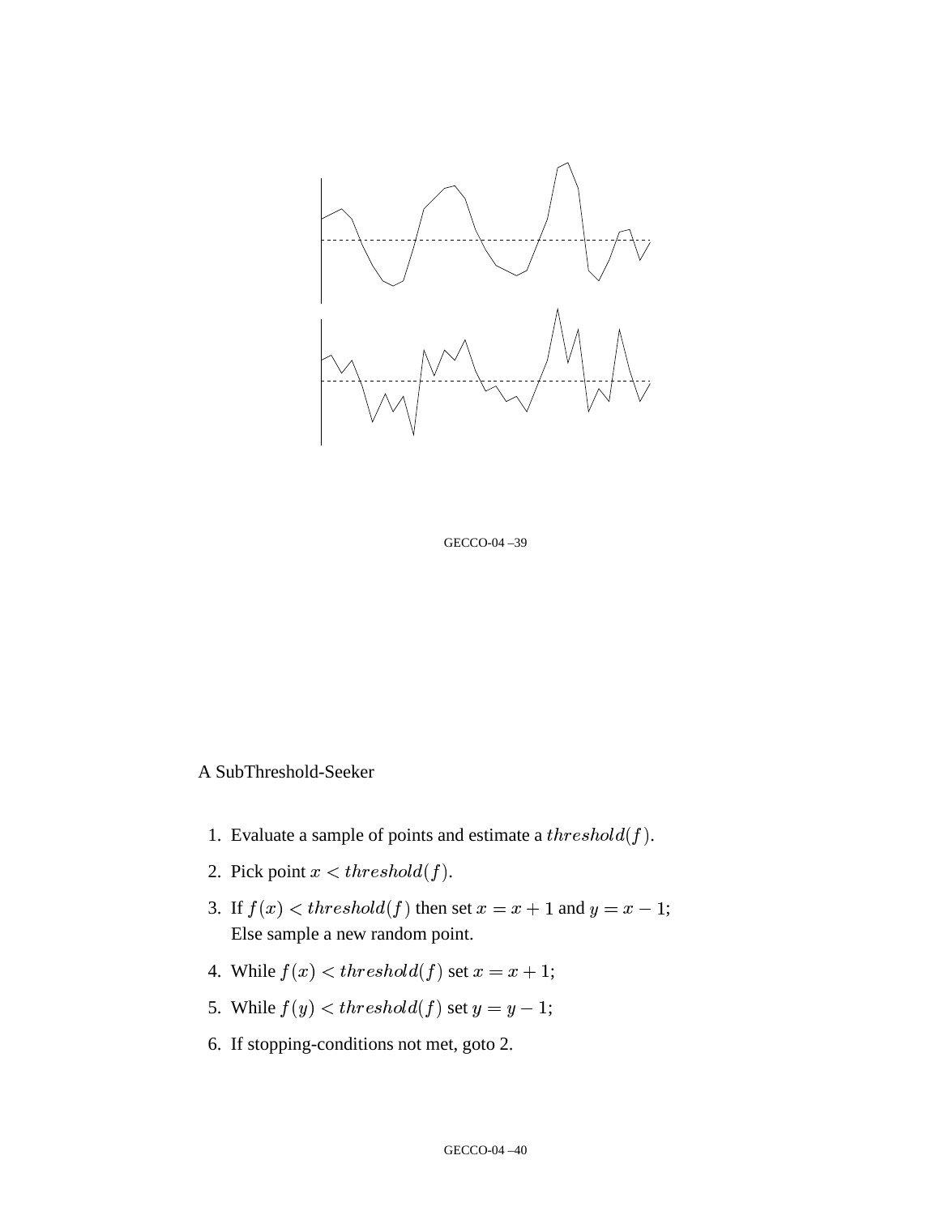A SubThreshold-Seeker

1. Evaluate a sample of points and estimate a $threshold(f)$.
2. Pick point $x < threshold(f)$.
3. If $f(x) < threshold(f)$ then set $x = x + 1$ and $y = x - 1$;
   Else sample a new random point.
4. While $f(x) < threshold(f)$ set $x = x + 1$;
5. While $f(y) < threshold(f)$ set $y = y - 1$;
6. If stopping-conditions not met, goto 2.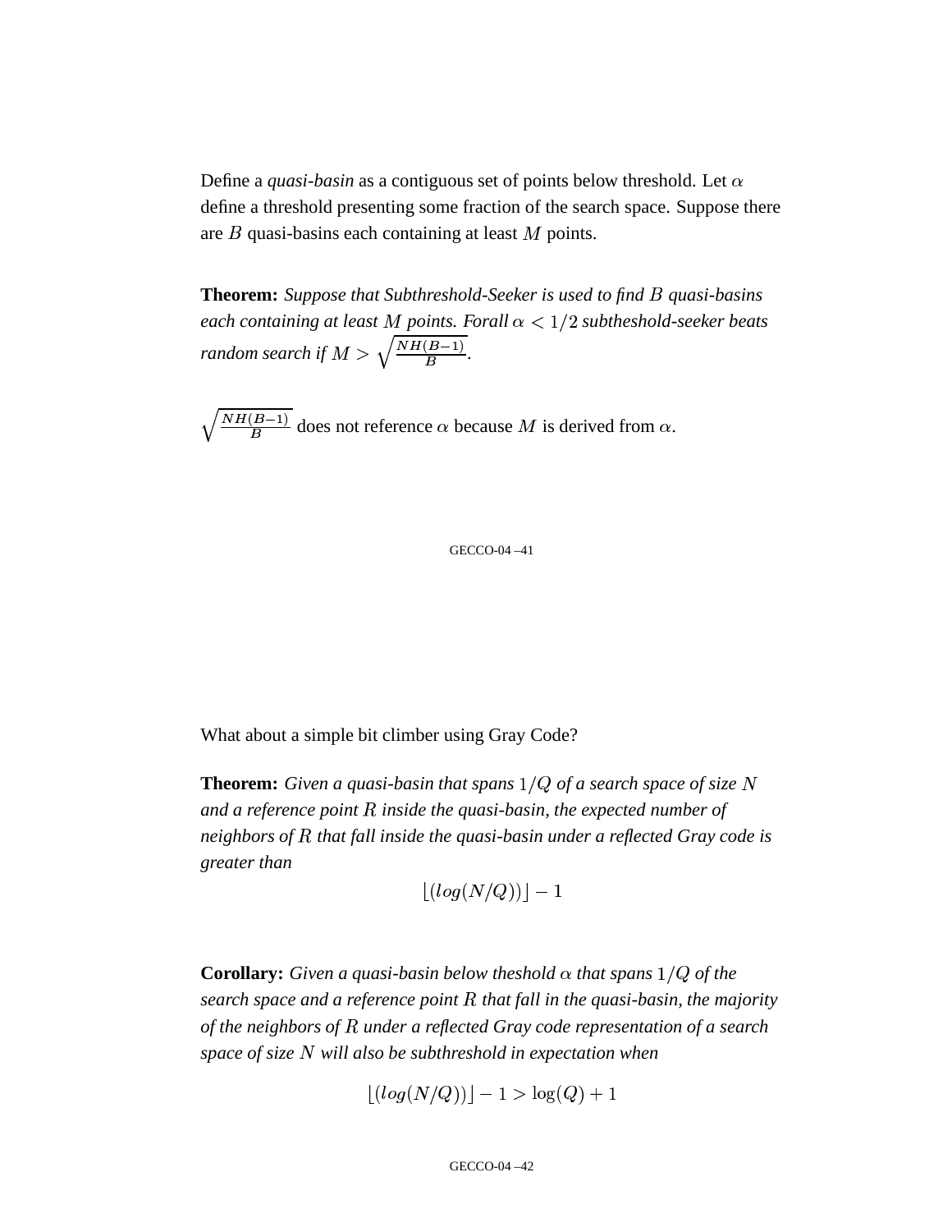Define a *quasi-basin* as a contiguous set of points below threshold. Let $\alpha$ define a threshold presenting some fraction of the search space. Suppose there are $B$ quasi-basins each containing at least $M$ points.

**Theorem:** *Suppose that Subthreshold-Seeker is used to find $B$ quasi-basins each containing at least $M$ points. Forall $\alpha < 1/2$ subtheshold-seeker beats random search if $M > \sqrt{\frac{NH(B-1)}{B}}$.*

$\sqrt{\frac{NH(B-1)}{B}}$ does not reference $\alpha$ because $M$ is derived from $\alpha$.

What about a simple bit climber using Gray Code?

**Theorem:** *Given a quasi-basin that spans $1/Q$ of a search space of size $N$ and a reference point $R$ inside the quasi-basin, the expected number of neighbors of $R$ that fall inside the quasi-basin under a reflected Gray code is greater than*

$$\lfloor (log(N/Q)) \rfloor - 1$$

**Corollary:** *Given a quasi-basin below theshold $\alpha$ that spans $1/Q$ of the search space and a reference point $R$ that fall in the quasi-basin, the majority of the neighbors of $R$ under a reflected Gray code representation of a search space of size $N$ will also be subthreshold in expectation when*

$$\lfloor (log(N/Q)) \rfloor - 1 > \log(Q) + 1$$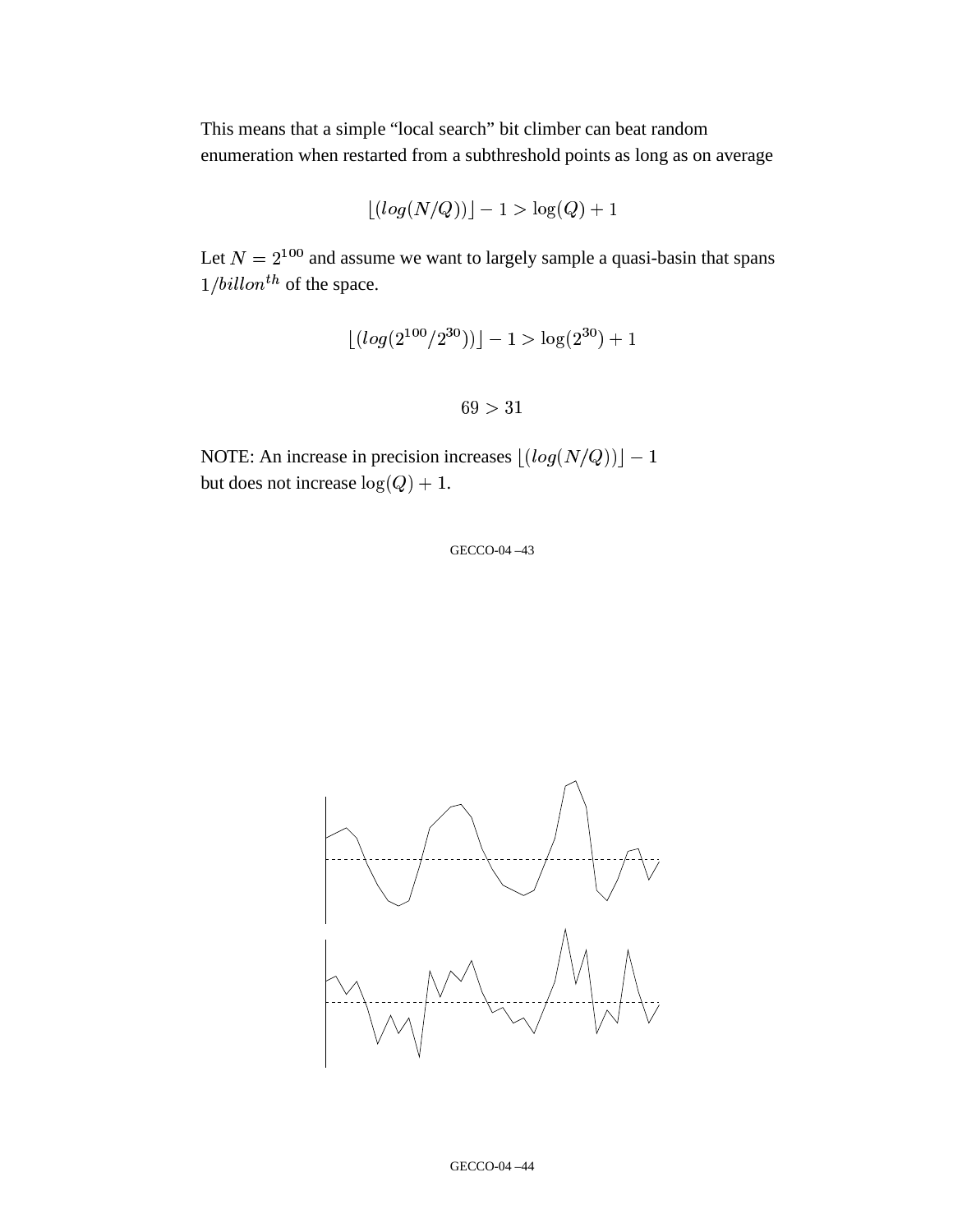This means that a simple “local search” bit climber can beat random enumeration when restarted from a subthreshold points as long as on average

$$\lfloor (log(N/Q)) \rfloor - 1 > \log(Q) + 1$$

Let $N = 2^{100}$ and assume we want to largely sample a quasi-basin that spans $1/billon^{th}$ of the space.

$$\lfloor (log(2^{100}/2^{30})) \rfloor - 1 > \log(2^{30}) + 1$$

$$69 > 31$$

NOTE: An increase in precision increases $\lfloor (log(N/Q)) \rfloor - 1$ but does not increase $\log(Q) + 1$.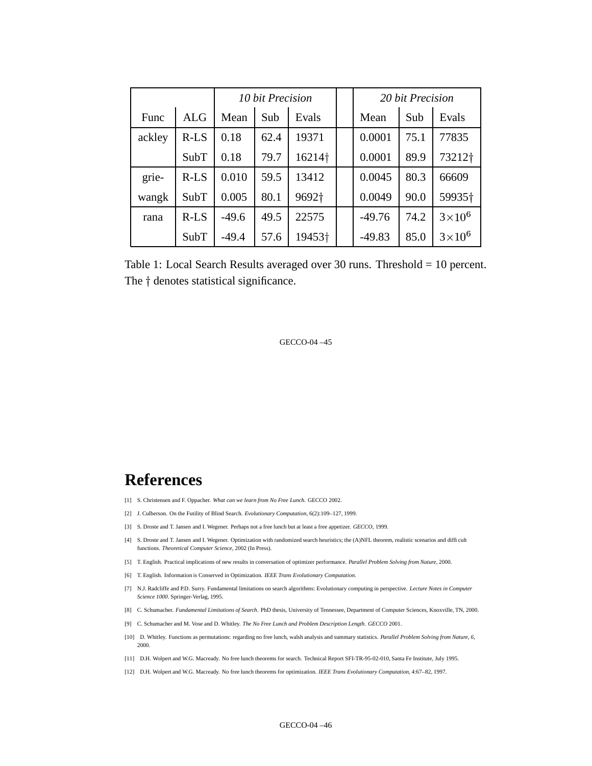| | | 10 bit Precision | | | | 20 bit Precision | | |
|---|---|---|---|---|---|---|---|---|
| Func | ALG | Mean | Sub | Evals | | Mean | Sub | Evals |
| ackley | R-LS | 0.18 | 62.4 | 19371 | | 0.0001 | 75.1 | 77835 |
| | SubT | 0.18 | 79.7 | 16214† | | 0.0001 | 89.9 | 73212† |
| grie- | R-LS | 0.010 | 59.5 | 13412 | | 0.0045 | 80.3 | 66609 |
| wangk | SubT | 0.005 | 80.1 | 9692† | | 0.0049 | 90.0 | 59935† |
| rana | R-LS | -49.6 | 49.5 | 22575 | | -49.76 | 74.2 | $3\times10^6$ |
| | SubT | -49.4 | 57.6 | 19453† | | -49.83 | 85.0 | $3\times10^6$ |

Table 1: Local Search Results averaged over 30 runs. Threshold = 10 percent. The † denotes statistical significance.

# References

[1] S. Christensen and F. Oppacher. *What can we learn from No Free Lunch.* GECCO 2002.

[2] J. Culberson. On the Futility of Blind Search. *Evolutionary Computation*, 6(2):109–127, 1999.

[3] S. Droste and T. Jansen and I. Wegener. Perhaps not a free lunch but at least a free appetizer. *GECCO*, 1999.

[4] S. Droste and T. Jansen and I. Wegener. Optimization with randomized search heuristics; the (A)NFL theorem, realistic scenarios and difficult functions. *Theoretical Computer Science*, 2002 (In Press).

[5] T. English. Practical implications of new results in conversation of optimizer performance. *Parallel Problem Solving from Nature*, 2000.

[6] T. English. Information is Conserved in Optimization. *IEEE Trans Evolutionary Computation*.

[7] N.J. Radcliffe and P.D. Surry. Fundamental limitations on search algorithms: Evolutionary computing in perspective. *Lecture Notes in Computer Science 1000*. Springer-Verlag, 1995.

[8] C. Schumacher. *Fundamental Limitations of Search.* PhD thesis, University of Tennessee, Department of Computer Sciences, Knoxville, TN, 2000.

[9] C. Schumacher and M. Vose and D. Whitley. *The No Free Lunch and Problem Description Length. GECCO* 2001.

[10] D. Whitley. Functions as permutations: regarding no free lunch, walsh analysis and summary statistics. *Parallel Problem Solving from Nature, 6*, 2000.

[11] D.H. Wolpert and W.G. Macready. No free lunch theorems for search. Technical Report SFI-TR-95-02-010, Santa Fe Institute, July 1995.

[12] D.H. Wolpert and W.G. Macready. No free lunch theorems for optimization. *IEEE Trans Evolutionary Computation*, 4:67–82, 1997.